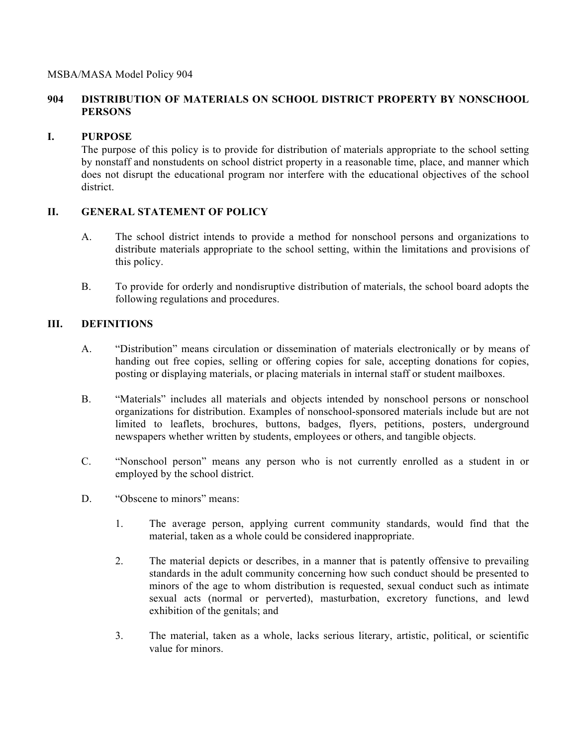MSBA/MASA Model Policy 904

# 904 DISTRIBUTION OF MATERIALS ON SCHOOL DISTRICT PROPERTY BY NONSCHOOL PERSONS

## I. PURPOSE

The purpose of this policy is to provide for distribution of materials appropriate to the school setting by nonstaff and nonstudents on school district property in a reasonable time, place, and manner which does not disrupt the educational program nor interfere with the educational objectives of the school district.

## II. GENERAL STATEMENT OF POLICY

A. The school district intends to provide a method for nonschool persons and organizations to distribute materials appropriate to the school setting, within the limitations and provisions of this policy.

B. To provide for orderly and nondisruptive distribution of materials, the school board adopts the following regulations and procedures.

## III. DEFINITIONS

A. "Distribution" means circulation or dissemination of materials electronically or by means of handing out free copies, selling or offering copies for sale, accepting donations for copies, posting or displaying materials, or placing materials in internal staff or student mailboxes.

B. "Materials" includes all materials and objects intended by nonschool persons or nonschool organizations for distribution. Examples of nonschool-sponsored materials include but are not limited to leaflets, brochures, buttons, badges, flyers, petitions, posters, underground newspapers whether written by students, employees or others, and tangible objects.

C. "Nonschool person" means any person who is not currently enrolled as a student in or employed by the school district.

D. "Obscene to minors" means:

1. The average person, applying current community standards, would find that the material, taken as a whole could be considered inappropriate.

2. The material depicts or describes, in a manner that is patently offensive to prevailing standards in the adult community concerning how such conduct should be presented to minors of the age to whom distribution is requested, sexual conduct such as intimate sexual acts (normal or perverted), masturbation, excretory functions, and lewd exhibition of the genitals; and

3. The material, taken as a whole, lacks serious literary, artistic, political, or scientific value for minors.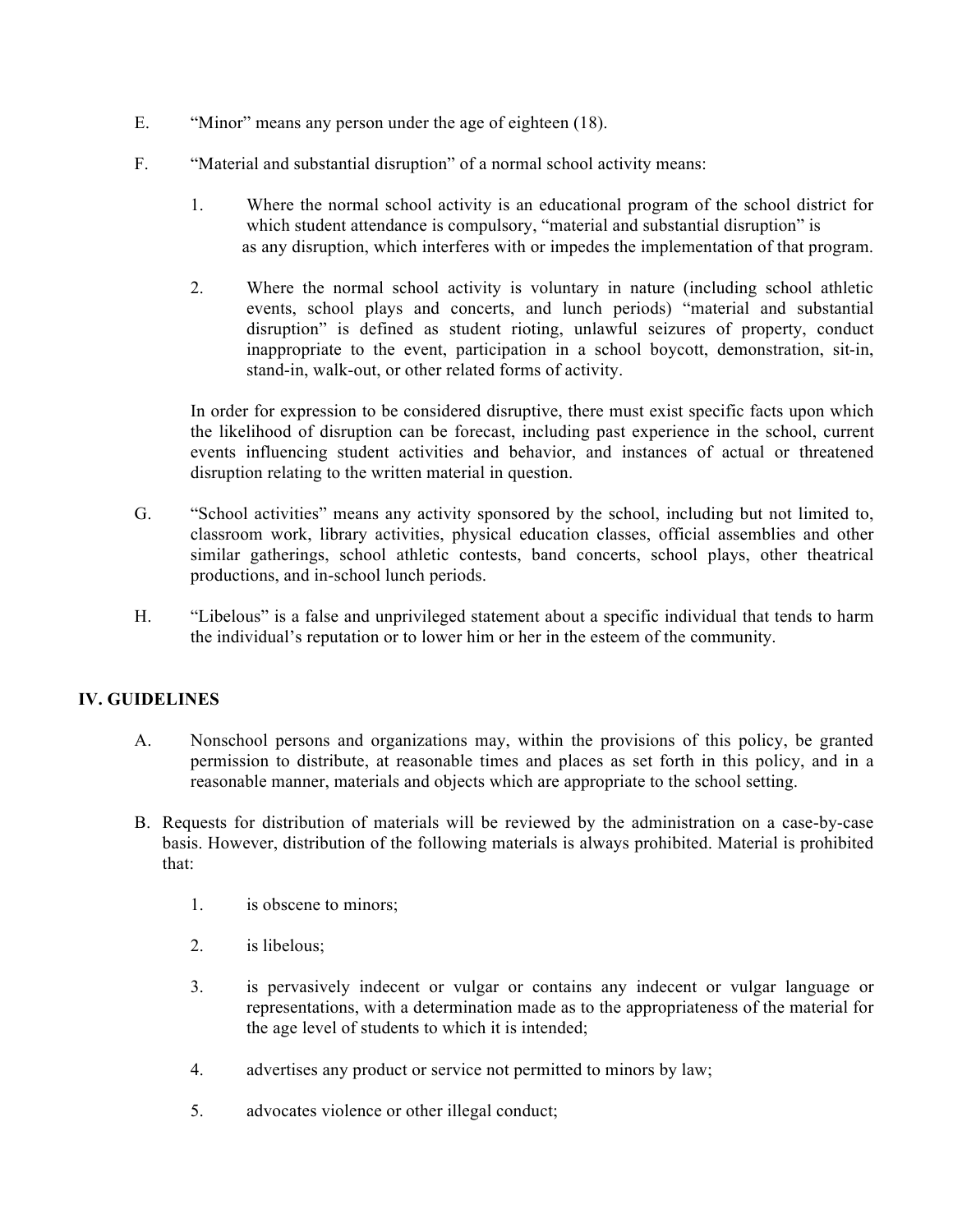E. "Minor" means any person under the age of eighteen (18).

F. "Material and substantial disruption" of a normal school activity means:

   1. Where the normal school activity is an educational program of the school district for which student attendance is compulsory, "material and substantial disruption" is as any disruption, which interferes with or impedes the implementation of that program.

   2. Where the normal school activity is voluntary in nature (including school athletic events, school plays and concerts, and lunch periods) "material and substantial disruption" is defined as student rioting, unlawful seizures of property, conduct inappropriate to the event, participation in a school boycott, demonstration, sit-in, stand-in, walk-out, or other related forms of activity.

   In order for expression to be considered disruptive, there must exist specific facts upon which the likelihood of disruption can be forecast, including past experience in the school, current events influencing student activities and behavior, and instances of actual or threatened disruption relating to the written material in question.

G. "School activities" means any activity sponsored by the school, including but not limited to, classroom work, library activities, physical education classes, official assemblies and other similar gatherings, school athletic contests, band concerts, school plays, other theatrical productions, and in-school lunch periods.

H. "Libelous" is a false and unprivileged statement about a specific individual that tends to harm the individual's reputation or to lower him or her in the esteem of the community.

## IV. GUIDELINES

A. Nonschool persons and organizations may, within the provisions of this policy, be granted permission to distribute, at reasonable times and places as set forth in this policy, and in a reasonable manner, materials and objects which are appropriate to the school setting.

B. Requests for distribution of materials will be reviewed by the administration on a case-by-case basis. However, distribution of the following materials is always prohibited. Material is prohibited that:

   1. is obscene to minors;

   2. is libelous;

   3. is pervasively indecent or vulgar or contains any indecent or vulgar language or representations, with a determination made as to the appropriateness of the material for the age level of students to which it is intended;

   4. advertises any product or service not permitted to minors by law;

   5. advocates violence or other illegal conduct;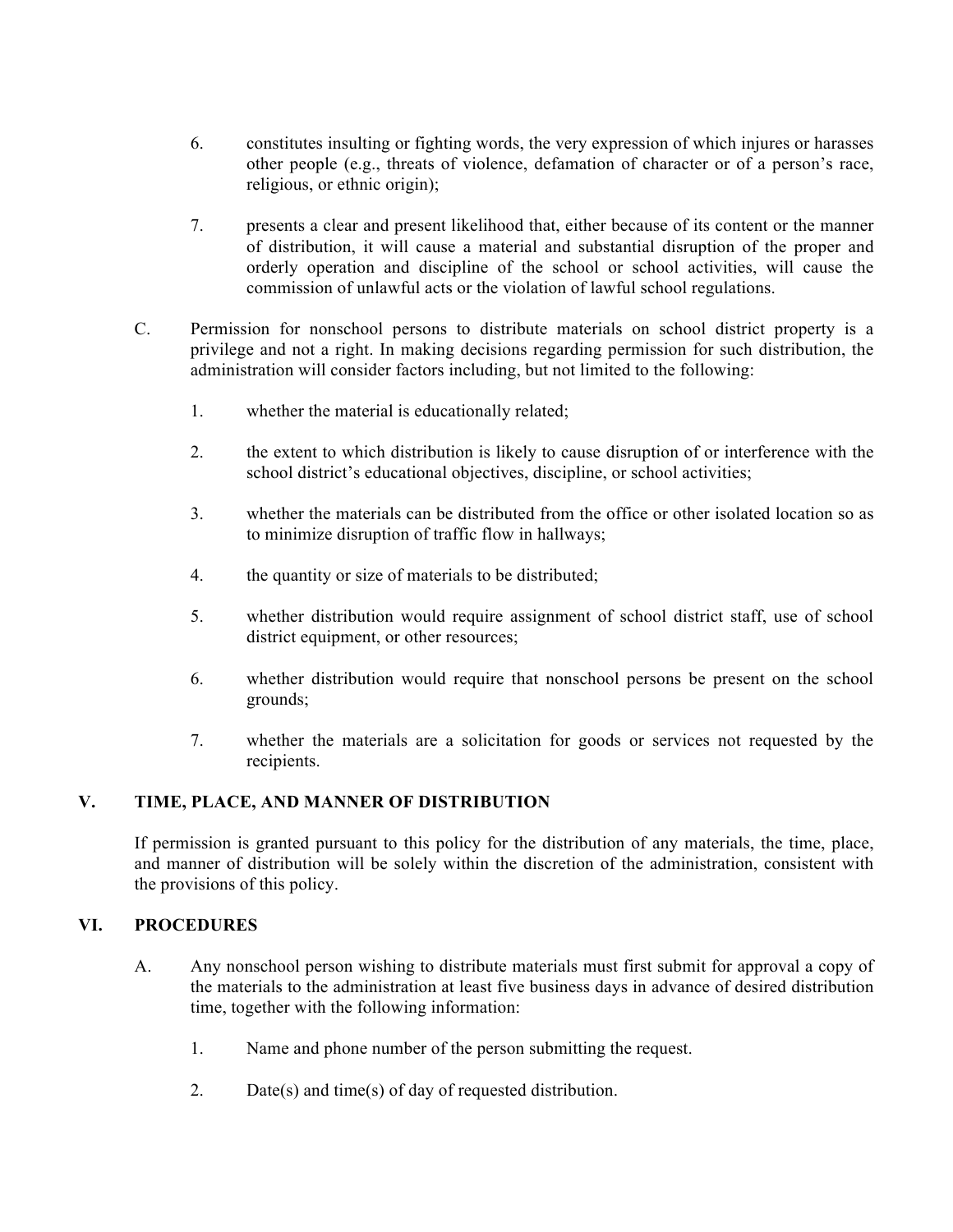6. constitutes insulting or fighting words, the very expression of which injures or harasses other people (e.g., threats of violence, defamation of character or of a person's race, religious, or ethnic origin);

7. presents a clear and present likelihood that, either because of its content or the manner of distribution, it will cause a material and substantial disruption of the proper and orderly operation and discipline of the school or school activities, will cause the commission of unlawful acts or the violation of lawful school regulations.

C. Permission for nonschool persons to distribute materials on school district property is a privilege and not a right. In making decisions regarding permission for such distribution, the administration will consider factors including, but not limited to the following:

   1. whether the material is educationally related;

   2. the extent to which distribution is likely to cause disruption of or interference with the school district's educational objectives, discipline, or school activities;

   3. whether the materials can be distributed from the office or other isolated location so as to minimize disruption of traffic flow in hallways;

   4. the quantity or size of materials to be distributed;

   5. whether distribution would require assignment of school district staff, use of school district equipment, or other resources;

   6. whether distribution would require that nonschool persons be present on the school grounds;

   7. whether the materials are a solicitation for goods or services not requested by the recipients.

## V. TIME, PLACE, AND MANNER OF DISTRIBUTION

If permission is granted pursuant to this policy for the distribution of any materials, the time, place, and manner of distribution will be solely within the discretion of the administration, consistent with the provisions of this policy.

## VI. PROCEDURES

A. Any nonschool person wishing to distribute materials must first submit for approval a copy of the materials to the administration at least five business days in advance of desired distribution time, together with the following information:

   1. Name and phone number of the person submitting the request.

   2. Date(s) and time(s) of day of requested distribution.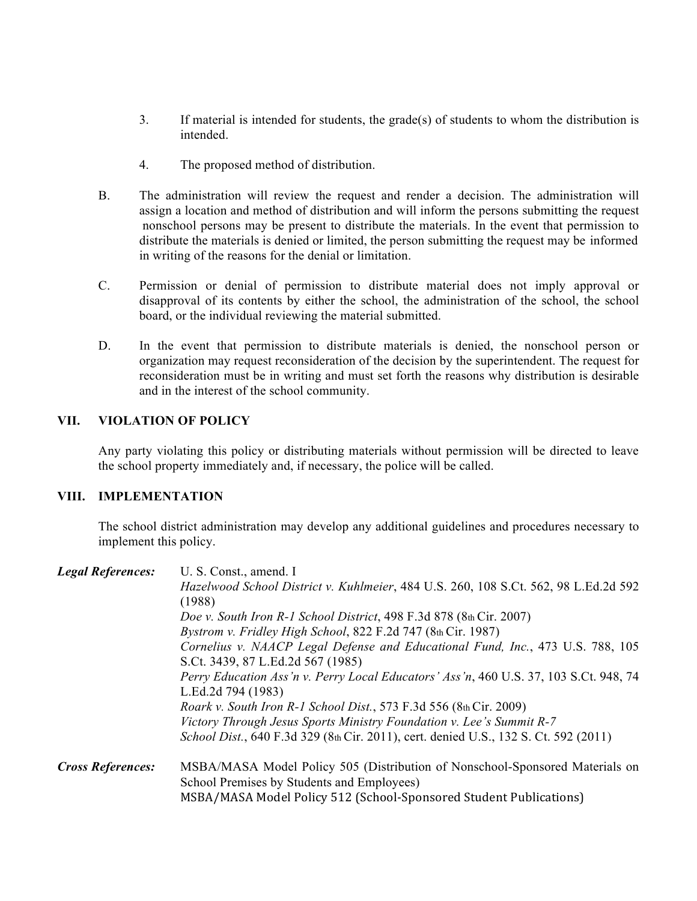3. If material is intended for students, the grade(s) of students to whom the distribution is intended.

4. The proposed method of distribution.

B. The administration will review the request and render a decision. The administration will assign a location and method of distribution and will inform the persons submitting the request nonschool persons may be present to distribute the materials. In the event that permission to distribute the materials is denied or limited, the person submitting the request may be informed in writing of the reasons for the denial or limitation.

C. Permission or denial of permission to distribute material does not imply approval or disapproval of its contents by either the school, the administration of the school, the school board, or the individual reviewing the material submitted.

D. In the event that permission to distribute materials is denied, the nonschool person or organization may request reconsideration of the decision by the superintendent. The request for reconsideration must be in writing and must set forth the reasons why distribution is desirable and in the interest of the school community.

## VII. VIOLATION OF POLICY

Any party violating this policy or distributing materials without permission will be directed to leave the school property immediately and, if necessary, the police will be called.

## VIII. IMPLEMENTATION

The school district administration may develop any additional guidelines and procedures necessary to implement this policy.

***Legal References:***

U. S. Const., amend. I
*Hazelwood School District v. Kuhlmeier*, 484 U.S. 260, 108 S.Ct. 562, 98 L.Ed.2d 592 (1988)
*Doe v. South Iron R-1 School District*, 498 F.3d 878 (8th Cir. 2007)
*Bystrom v. Fridley High School*, 822 F.2d 747 (8th Cir. 1987)
*Cornelius v. NAACP Legal Defense and Educational Fund, Inc.*, 473 U.S. 788, 105 S.Ct. 3439, 87 L.Ed.2d 567 (1985)
*Perry Education Ass'n v. Perry Local Educators' Ass'n*, 460 U.S. 37, 103 S.Ct. 948, 74 L.Ed.2d 794 (1983)
*Roark v. South Iron R-1 School Dist.*, 573 F.3d 556 (8th Cir. 2009)
*Victory Through Jesus Sports Ministry Foundation v. Lee's Summit R-7 School Dist.*, 640 F.3d 329 (8th Cir. 2011), cert. denied U.S., 132 S. Ct. 592 (2011)

***Cross References:***

MSBA/MASA Model Policy 505 (Distribution of Nonschool-Sponsored Materials on School Premises by Students and Employees)
MSBA/MASA Model Policy 512 (School-Sponsored Student Publications)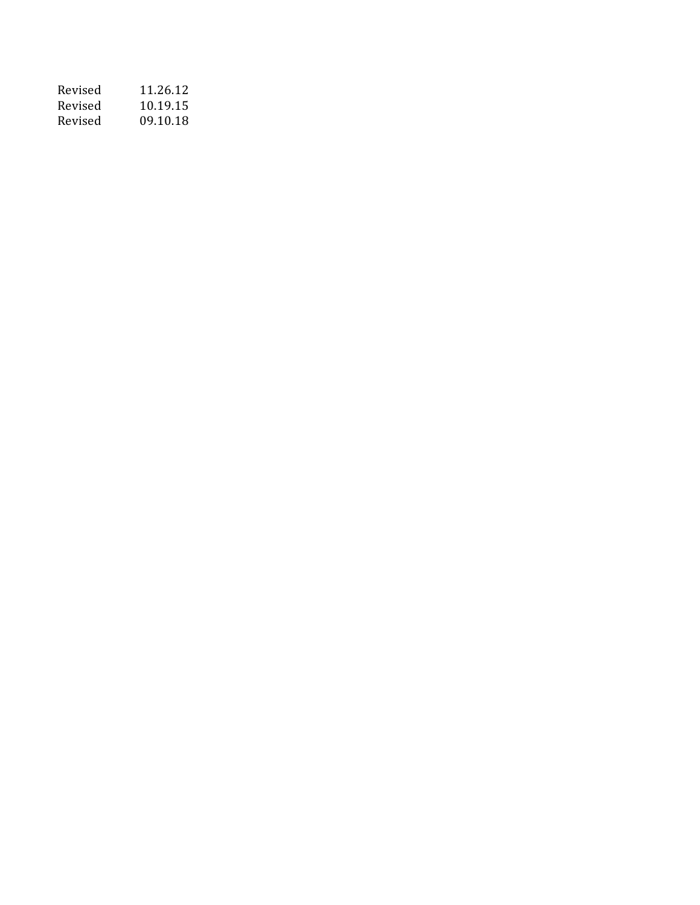| | |
|---|---|
| Revised | 11.26.12 |
| Revised | 10.19.15 |
| Revised | 09.10.18 |